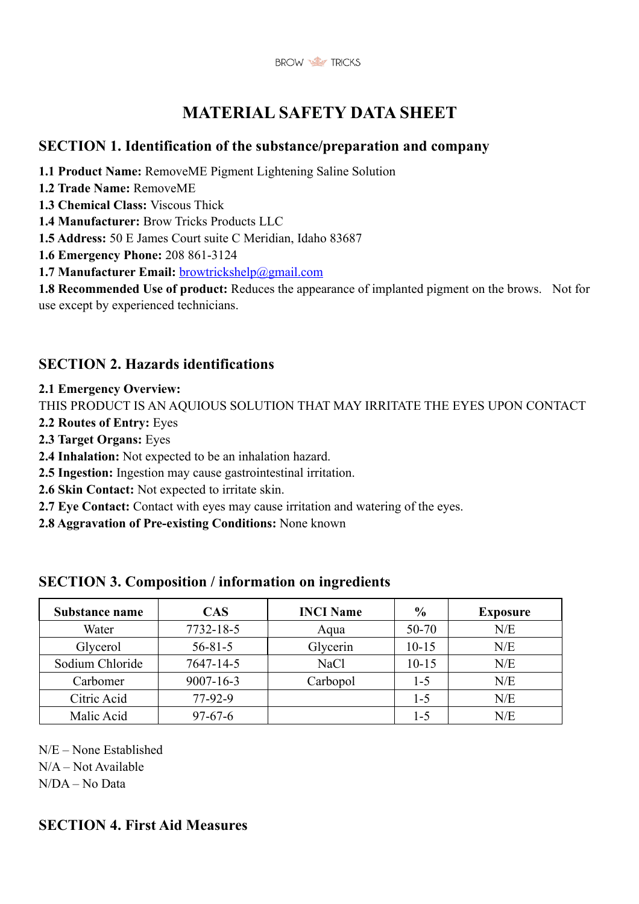BROW TRICKS

# MATERIAL SAFETY DATA SHEET

## SECTION 1. Identification of the substance/preparation and company

**1.1 Product Name:** RemoveME Pigment Lightening Saline Solution
**1.2 Trade Name:** RemoveME
**1.3 Chemical Class:** Viscous Thick
**1.4 Manufacturer:** Brow Tricks Products LLC
**1.5 Address:** 50 E James Court suite C Meridian, Idaho 83687
**1.6 Emergency Phone:** 208 861-3124
**1.7 Manufacturer Email:** browtrickshelp@gmail.com
**1.8 Recommended Use of product:** Reduces the appearance of implanted pigment on the brows. Not for use except by experienced technicians.

## SECTION 2. Hazards identifications

**2.1 Emergency Overview:**
THIS PRODUCT IS AN AQUIOUS SOLUTION THAT MAY IRRITATE THE EYES UPON CONTACT
**2.2 Routes of Entry:** Eyes
**2.3 Target Organs:** Eyes
**2.4 Inhalation:** Not expected to be an inhalation hazard.
**2.5 Ingestion:** Ingestion may cause gastrointestinal irritation.
**2.6 Skin Contact:** Not expected to irritate skin.
**2.7 Eye Contact:** Contact with eyes may cause irritation and watering of the eyes.
**2.8 Aggravation of Pre-existing Conditions:** None known

## SECTION 3. Composition / information on ingredients

| Substance name | CAS | INCI Name | % | Exposure |
|---|---|---|---|---|
| Water | 7732-18-5 | Aqua | 50-70 | N/E |
| Glycerol | 56-81-5 | Glycerin | 10-15 | N/E |
| Sodium Chloride | 7647-14-5 | NaCl | 10-15 | N/E |
| Carbomer | 9007-16-3 | Carbopol | 1-5 | N/E |
| Citric Acid | 77-92-9 | | 1-5 | N/E |
| Malic Acid | 97-67-6 | | 1-5 | N/E |

N/E – None Established
N/A – Not Available
N/DA – No Data

## SECTION 4. First Aid Measures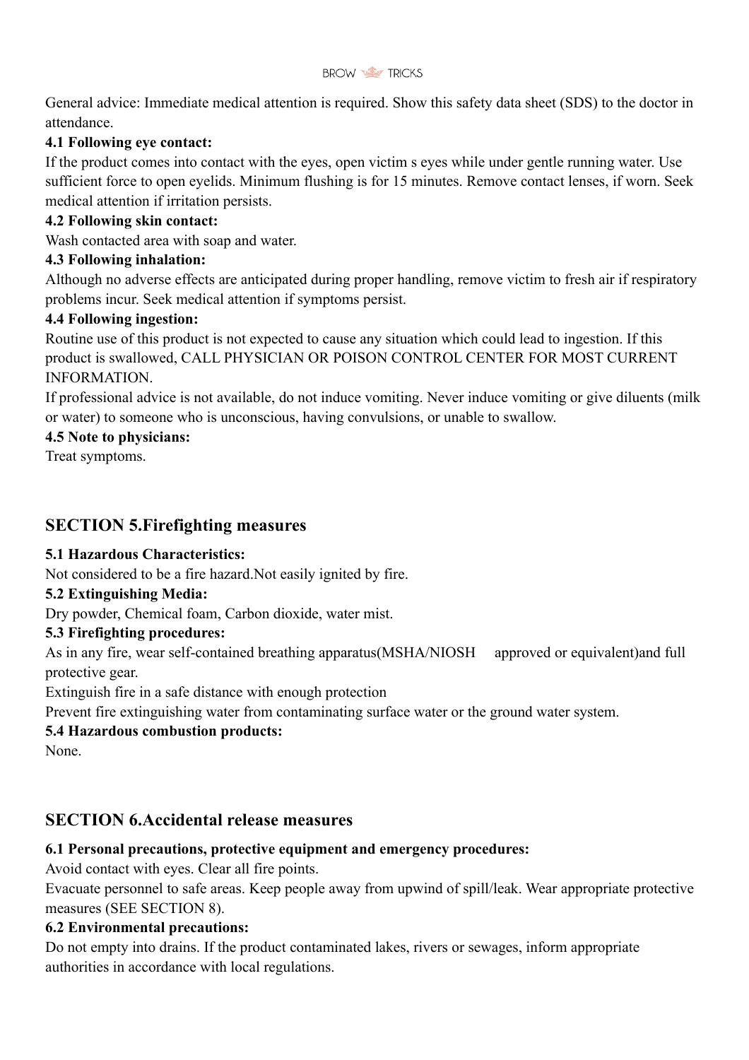General advice: Immediate medical attention is required. Show this safety data sheet (SDS) to the doctor in attendance.

**4.1 Following eye contact:**

If the product comes into contact with the eyes, open victim s eyes while under gentle running water. Use sufficient force to open eyelids. Minimum flushing is for 15 minutes. Remove contact lenses, if worn. Seek medical attention if irritation persists.

**4.2 Following skin contact:**

Wash contacted area with soap and water.

**4.3 Following inhalation:**

Although no adverse effects are anticipated during proper handling, remove victim to fresh air if respiratory problems incur. Seek medical attention if symptoms persist.

**4.4 Following ingestion:**

Routine use of this product is not expected to cause any situation which could lead to ingestion. If this product is swallowed, CALL PHYSICIAN OR POISON CONTROL CENTER FOR MOST CURRENT INFORMATION.

If professional advice is not available, do not induce vomiting. Never induce vomiting or give diluents (milk or water) to someone who is unconscious, having convulsions, or unable to swallow.

**4.5 Note to physicians:**

Treat symptoms.

## SECTION 5.Firefighting measures

**5.1 Hazardous Characteristics:**

Not considered to be a fire hazard.Not easily ignited by fire.

**5.2 Extinguishing Media:**

Dry powder, Chemical foam, Carbon dioxide, water mist.

**5.3 Firefighting procedures:**

As in any fire, wear self-contained breathing apparatus(MSHA/NIOSH approved or equivalent)and full protective gear.

Extinguish fire in a safe distance with enough protection

Prevent fire extinguishing water from contaminating surface water or the ground water system.

**5.4 Hazardous combustion products:**

None.

## SECTION 6.Accidental release measures

**6.1 Personal precautions, protective equipment and emergency procedures:**

Avoid contact with eyes. Clear all fire points.

Evacuate personnel to safe areas. Keep people away from upwind of spill/leak. Wear appropriate protective measures (SEE SECTION 8).

**6.2 Environmental precautions:**

Do not empty into drains. If the product contaminated lakes, rivers or sewages, inform appropriate authorities in accordance with local regulations.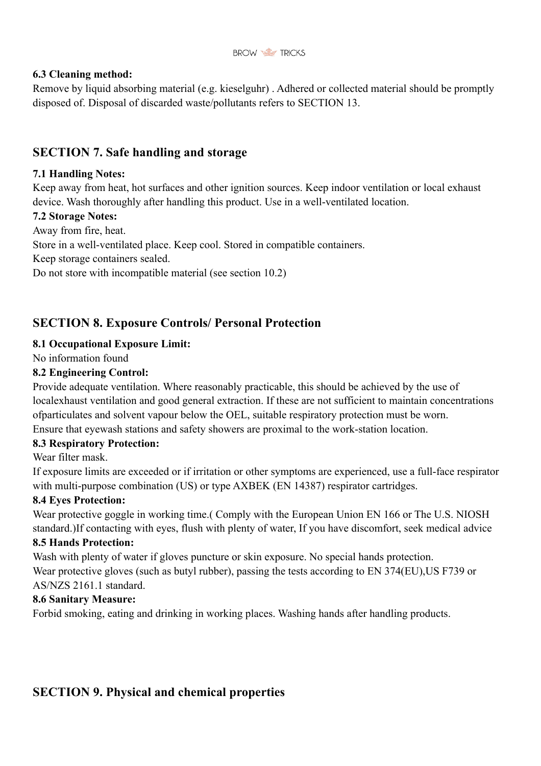### 6.3 Cleaning method:

Remove by liquid absorbing material (e.g. kieselguhr) . Adhered or collected material should be promptly disposed of. Disposal of discarded waste/pollutants refers to SECTION 13.

## SECTION 7. Safe handling and storage

### 7.1 Handling Notes:

Keep away from heat, hot surfaces and other ignition sources. Keep indoor ventilation or local exhaust device. Wash thoroughly after handling this product. Use in a well-ventilated location.

### 7.2 Storage Notes:

Away from fire, heat.

Store in a well-ventilated place. Keep cool. Stored in compatible containers.

Keep storage containers sealed.

Do not store with incompatible material (see section 10.2)

## SECTION 8. Exposure Controls/ Personal Protection

### 8.1 Occupational Exposure Limit:

No information found

### 8.2 Engineering Control:

Provide adequate ventilation. Where reasonably practicable, this should be achieved by the use of localexhaust ventilation and good general extraction. If these are not sufficient to maintain concentrations ofparticulates and solvent vapour below the OEL, suitable respiratory protection must be worn.

Ensure that eyewash stations and safety showers are proximal to the work-station location.

### 8.3 Respiratory Protection:

Wear filter mask.

If exposure limits are exceeded or if irritation or other symptoms are experienced, use a full-face respirator with multi-purpose combination (US) or type AXBEK (EN 14387) respirator cartridges.

### 8.4 Eyes Protection:

Wear protective goggle in working time.( Comply with the European Union EN 166 or The U.S. NIOSH standard.)If contacting with eyes, flush with plenty of water, If you have discomfort, seek medical advice

### 8.5 Hands Protection:

Wash with plenty of water if gloves puncture or skin exposure. No special hands protection.

Wear protective gloves (such as butyl rubber), passing the tests according to EN 374(EU),US F739 or AS/NZS 2161.1 standard.

### 8.6 Sanitary Measure:

Forbid smoking, eating and drinking in working places. Washing hands after handling products.

## SECTION 9. Physical and chemical properties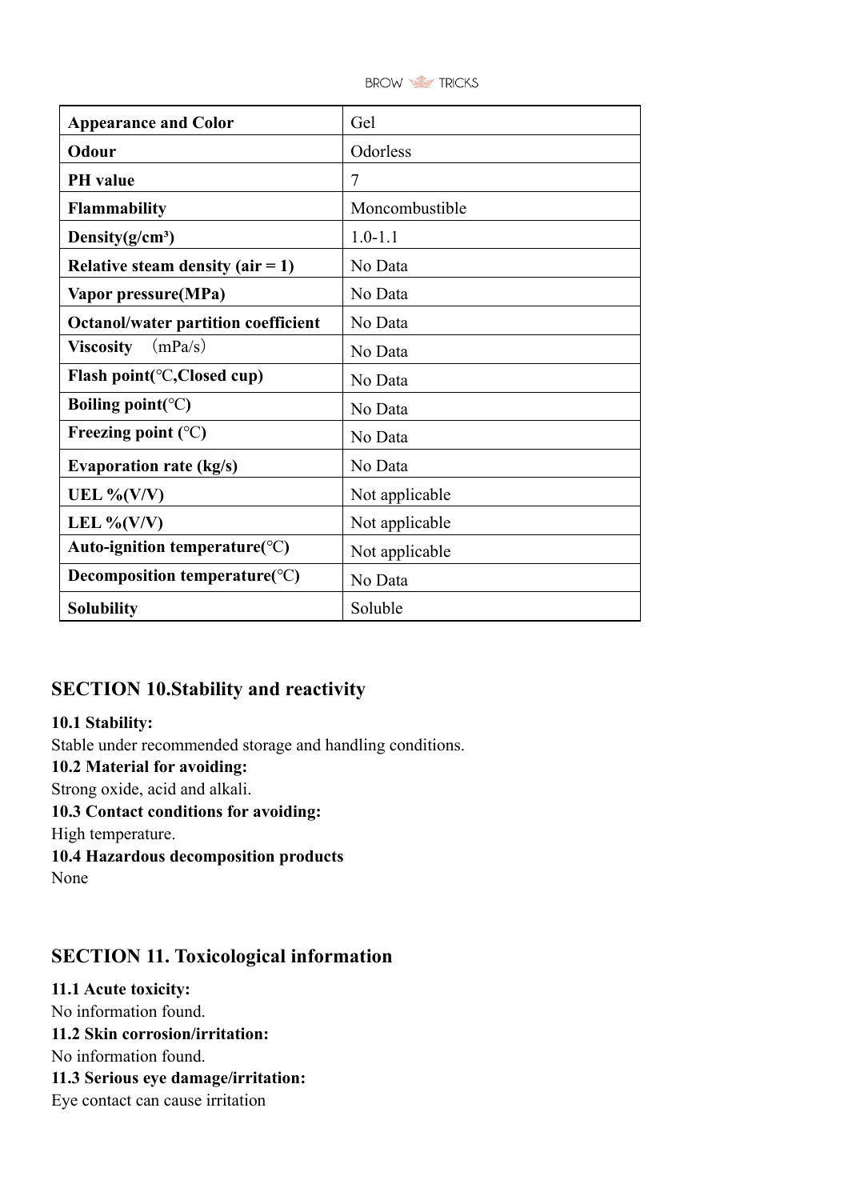| Appearance and Color | Gel |
|---|---|
| Odour | Odorless |
| PH value | 7 |
| Flammability | Moncombustible |
| Density(g/cm³) | 1.0-1.1 |
| Relative steam density (air = 1) | No Data |
| Vapor pressure(MPa) | No Data |
| Octanol/water partition coefficient | No Data |
| Viscosity （mPa/s） | No Data |
| Flash point(℃,Closed cup) | No Data |
| Boiling point(℃) | No Data |
| Freezing point (℃) | No Data |
| Evaporation rate (kg/s) | No Data |
| UEL %(V/V) | Not applicable |
| LEL %(V/V) | Not applicable |
| Auto-ignition temperature(℃) | Not applicable |
| Decomposition temperature(℃) | No Data |
| Solubility | Soluble |

## SECTION 10.Stability and reactivity

**10.1 Stability:**
Stable under recommended storage and handling conditions.
**10.2 Material for avoiding:**
Strong oxide, acid and alkali.
**10.3 Contact conditions for avoiding:**
High temperature.
**10.4 Hazardous decomposition products**
None

## SECTION 11. Toxicological information

**11.1 Acute toxicity:**
No information found.
**11.2 Skin corrosion/irritation:**
No information found.
**11.3 Serious eye damage/irritation:**
Eye contact can cause irritation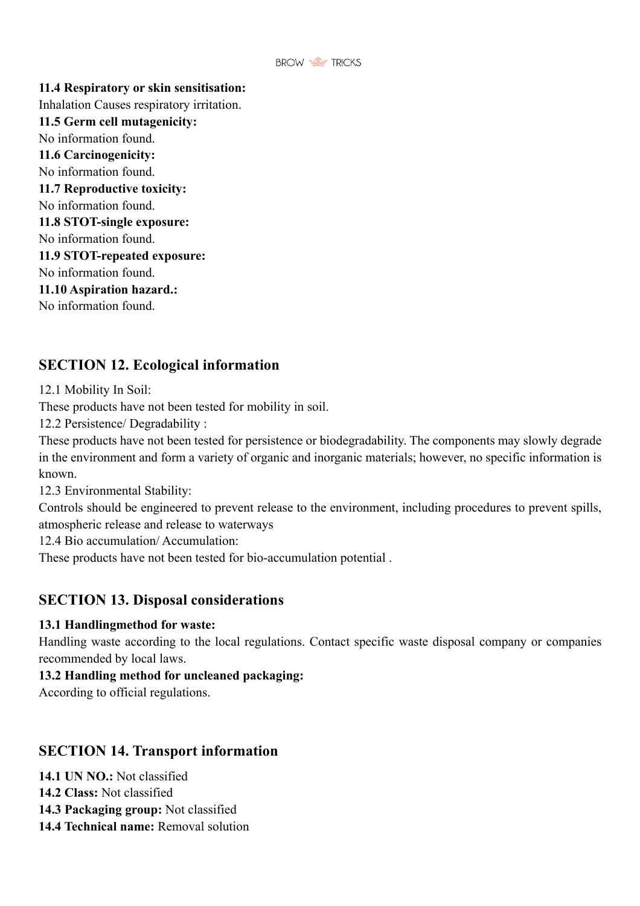**11.4 Respiratory or skin sensitisation:**

Inhalation Causes respiratory irritation.

**11.5 Germ cell mutagenicity:**

No information found.

**11.6 Carcinogenicity:**

No information found.

**11.7 Reproductive toxicity:**

No information found.

**11.8 STOT-single exposure:**

No information found.

**11.9 STOT-repeated exposure:**

No information found.

**11.10 Aspiration hazard.:**

No information found.

## SECTION 12. Ecological information

12.1 Mobility In Soil:

These products have not been tested for mobility in soil.

12.2 Persistence/ Degradability :

These products have not been tested for persistence or biodegradability. The components may slowly degrade in the environment and form a variety of organic and inorganic materials; however, no specific information is known.

12.3 Environmental Stability:

Controls should be engineered to prevent release to the environment, including procedures to prevent spills, atmospheric release and release to waterways

12.4 Bio accumulation/ Accumulation:

These products have not been tested for bio-accumulation potential .

## SECTION 13. Disposal considerations

**13.1 Handlingmethod for waste:**

Handling waste according to the local regulations. Contact specific waste disposal company or companies recommended by local laws.

**13.2 Handling method for uncleaned packaging:**

According to official regulations.

## SECTION 14. Transport information

**14.1 UN NO.:** Not classified
**14.2 Class:** Not classified
**14.3 Packaging group:** Not classified
**14.4 Technical name:** Removal solution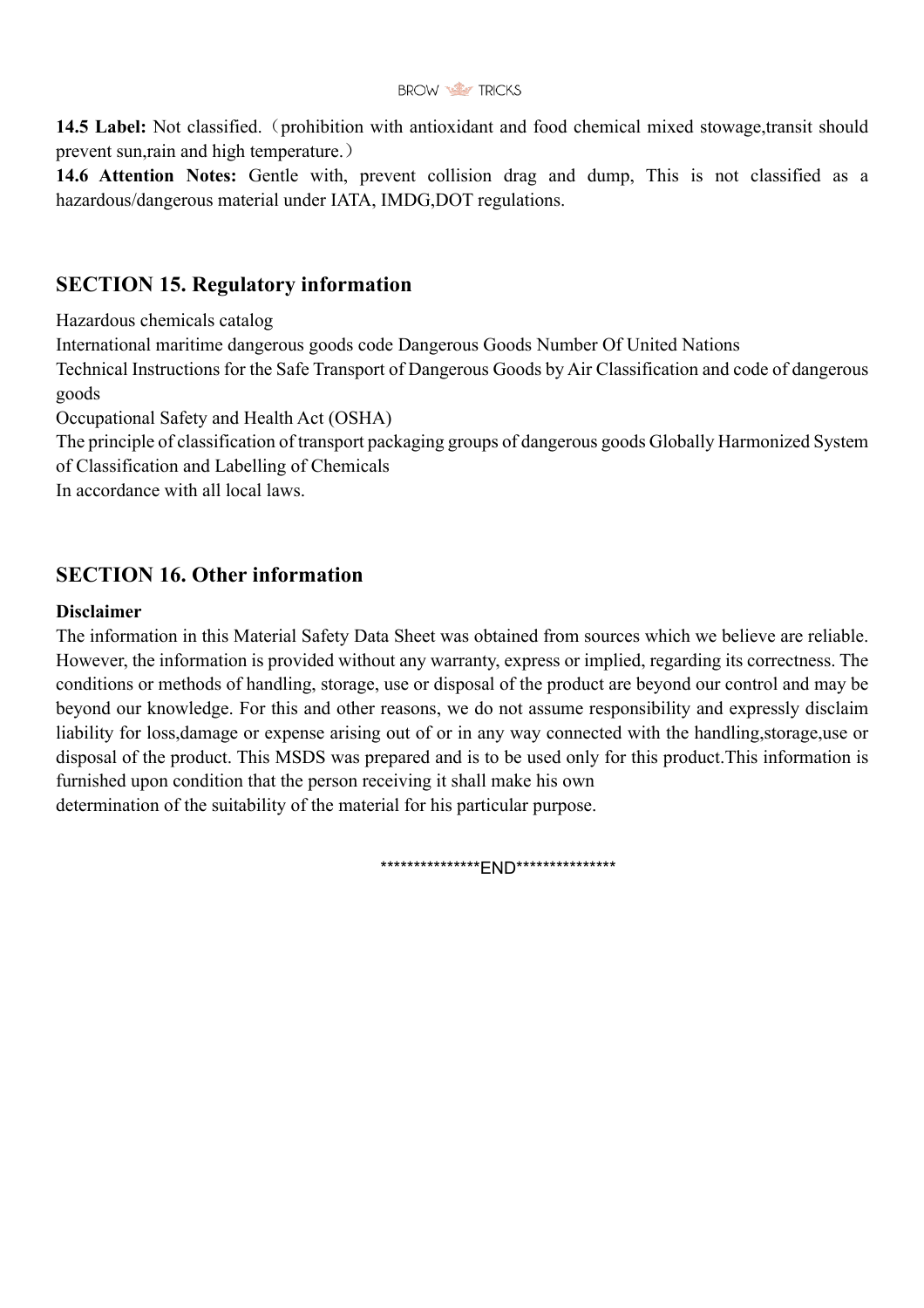**14.5 Label:** Not classified.（prohibition with antioxidant and food chemical mixed stowage,transit should prevent sun,rain and high temperature.）

**14.6 Attention Notes:** Gentle with, prevent collision drag and dump, This is not classified as a hazardous/dangerous material under IATA, IMDG,DOT regulations.

## SECTION 15. Regulatory information

Hazardous chemicals catalog

International maritime dangerous goods code Dangerous Goods Number Of United Nations

Technical Instructions for the Safe Transport of Dangerous Goods by Air Classification and code of dangerous goods

Occupational Safety and Health Act (OSHA)

The principle of classification of transport packaging groups of dangerous goods Globally Harmonized System of Classification and Labelling of Chemicals

In accordance with all local laws.

## SECTION 16. Other information

**Disclaimer**

The information in this Material Safety Data Sheet was obtained from sources which we believe are reliable. However, the information is provided without any warranty, express or implied, regarding its correctness. The conditions or methods of handling, storage, use or disposal of the product are beyond our control and may be beyond our knowledge. For this and other reasons, we do not assume responsibility and expressly disclaim liability for loss,damage or expense arising out of or in any way connected with the handling,storage,use or disposal of the product. This MSDS was prepared and is to be used only for this product.This information is furnished upon condition that the person receiving it shall make his own determination of the suitability of the material for his particular purpose.

***************END***************